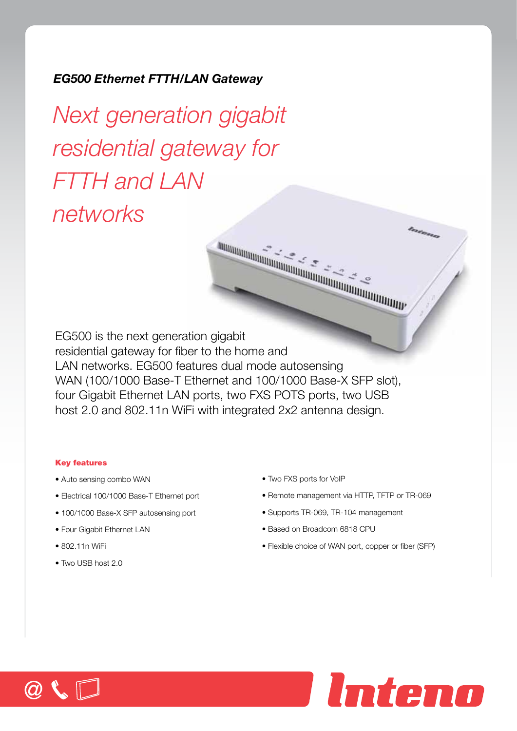***EG500 Ethernet FTTH/LAN Gateway***

# *Next generation gigabit residential gateway for FTTH and LAN networks*

EG500 is the next generation gigabit residential gateway for fiber to the home and LAN networks. EG500 features dual mode autosensing WAN (100/1000 Base-T Ethernet and 100/1000 Base-X SFP slot), four Gigabit Ethernet LAN ports, two FXS POTS ports, two USB host 2.0 and 802.11n WiFi with integrated 2x2 antenna design.

**Key features**

- Auto sensing combo WAN
- Electrical 100/1000 Base-T Ethernet port
- 100/1000 Base-X SFP autosensing port
- Four Gigabit Ethernet LAN
- 802.11n WiFi
- Two USB host 2.0
- Two FXS ports for VoIP
- Remote management via HTTP, TFTP or TR-069
- Supports TR-069, TR-104 management
- Based on Broadcom 6818 CPU
- Flexible choice of WAN port, copper or fiber (SFP)

Inteno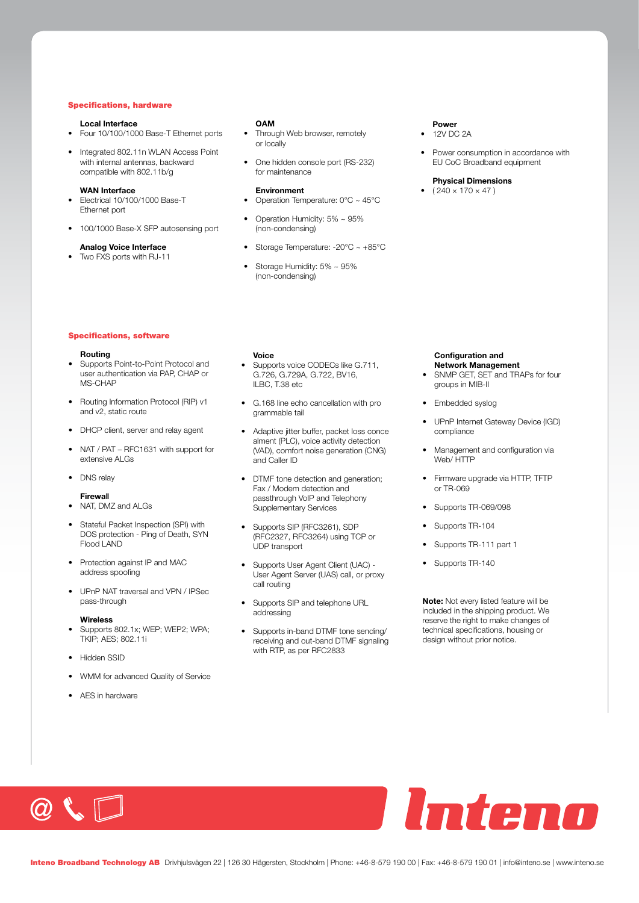## Specifications, hardware

### Local Interface
- Four 10/100/1000 Base-T Ethernet ports
- Integrated 802.11n WLAN Access Point with internal antennas, backward compatible with 802.11b/g

### WAN Interface
- Electrical 10/100/1000 Base-T Ethernet port
- 100/1000 Base-X SFP autosensing port

### Analog Voice Interface
- Two FXS ports with RJ-11

### OAM
- Through Web browser, remotely or locally
- One hidden console port (RS-232) for maintenance

### Environment
- Operation Temperature: 0°C ~ 45°C
- Operation Humidity: 5% ~ 95% (non-condensing)
- Storage Temperature: -20°C ~ +85°C
- Storage Humidity: 5% ~ 95% (non-condensing)

### Power
- 12V DC 2A
- Power consumption in accordance with EU CoC Broadband equipment

### Physical Dimensions
- ( 240 × 170 × 47 )

## Specifications, software

### Routing
- Supports Point-to-Point Protocol and user authentication via PAP, CHAP or MS-CHAP
- Routing Information Protocol (RIP) v1 and v2, static route
- DHCP client, server and relay agent
- NAT / PAT – RFC1631 with support for extensive ALGs
- DNS relay

### Firewall
- NAT, DMZ and ALGs
- Stateful Packet Inspection (SPI) with DOS protection - Ping of Death, SYN Flood LAND
- Protection against IP and MAC address spoofing
- UPnP NAT traversal and VPN / IPSec pass-through

### Wireless
- Supports 802.1x; WEP; WEP2; WPA; TKIP; AES; 802.11i
- Hidden SSID
- WMM for advanced Quality of Service
- AES in hardware

### Voice
- Supports voice CODECs like G.711, G.726, G.729A, G.722, BV16, ILBC, T.38 etc
- G.168 line echo cancellation with pro grammable tail
- Adaptive jitter buffer, packet loss conce alment (PLC), voice activity detection (VAD), comfort noise generation (CNG) and Caller ID
- DTMF tone detection and generation; Fax / Modem detection and passthrough VoIP and Telephony Supplementary Services
- Supports SIP (RFC3261), SDP (RFC2327, RFC3264) using TCP or UDP transport
- Supports User Agent Client (UAC) - User Agent Server (UAS) call, or proxy call routing
- Supports SIP and telephone URL addressing
- Supports in-band DTMF tone sending/ receiving and out-band DTMF signaling with RTP, as per RFC2833

### Configuration and Network Management
- SNMP GET, SET and TRAPs for four groups in MIB-II
- Embedded syslog
- UPnP Internet Gateway Device (IGD) compliance
- Management and configuration via Web/ HTTP
- Firmware upgrade via HTTP, TFTP or TR-069
- Supports TR-069/098
- Supports TR-104
- Supports TR-111 part 1
- Supports TR-140

**Note:** Not every listed feature will be included in the shipping product. We reserve the right to make changes of technical specifications, housing or design without prior notice.

Inteno

**Inteno Broadband Technology AB** Drivhjulsvägen 22 | 126 30 Hägersten, Stockholm | Phone: +46-8-579 190 00 | Fax: +46-8-579 190 01 | info@inteno.se | www.inteno.se